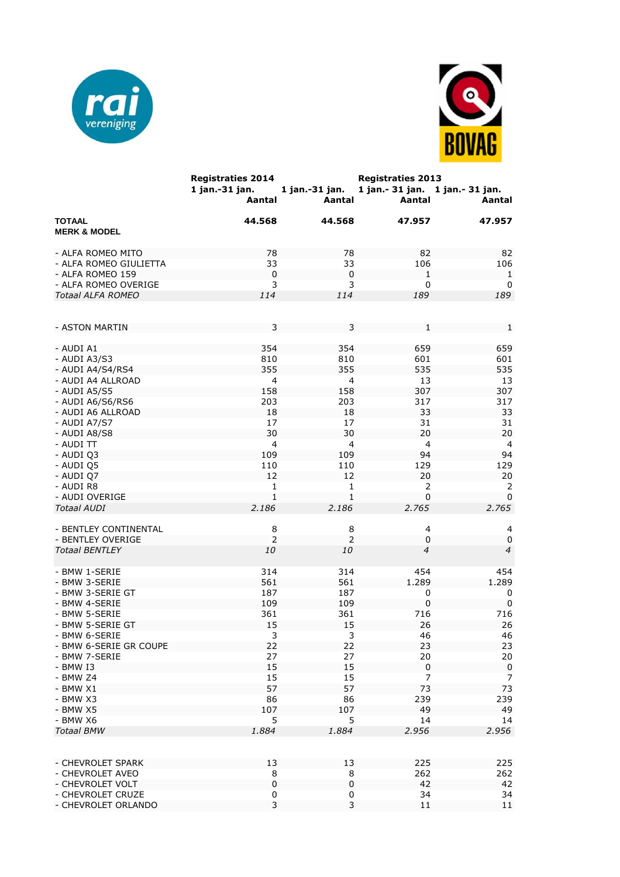| | Registraties 2014 | | Registraties 2013 | |
|---|---|---|---|---|
| | 1 jan.-31 jan. Aantal | 1 jan.-31 jan. Aantal | 1 jan.- 31 jan. Aantal | 1 jan.- 31 jan. Aantal |
| **TOTAAL** | **44.568** | **44.568** | **47.957** | **47.957** |
| **MERK & MODEL** | | | | |
| - ALFA ROMEO MITO | 78 | 78 | 82 | 82 |
| - ALFA ROMEO GIULIETTA | 33 | 33 | 106 | 106 |
| - ALFA ROMEO 159 | 0 | 0 | 1 | 1 |
| - ALFA ROMEO OVERIGE | 3 | 3 | 0 | 0 |
| *Totaal ALFA ROMEO* | *114* | *114* | *189* | *189* |
| - ASTON MARTIN | 3 | 3 | 1 | 1 |
| - AUDI A1 | 354 | 354 | 659 | 659 |
| - AUDI A3/S3 | 810 | 810 | 601 | 601 |
| - AUDI A4/S4/RS4 | 355 | 355 | 535 | 535 |
| - AUDI A4 ALLROAD | 4 | 4 | 13 | 13 |
| - AUDI A5/S5 | 158 | 158 | 307 | 307 |
| - AUDI A6/S6/RS6 | 203 | 203 | 317 | 317 |
| - AUDI A6 ALLROAD | 18 | 18 | 33 | 33 |
| - AUDI A7/S7 | 17 | 17 | 31 | 31 |
| - AUDI A8/S8 | 30 | 30 | 20 | 20 |
| - AUDI TT | 4 | 4 | 4 | 4 |
| - AUDI Q3 | 109 | 109 | 94 | 94 |
| - AUDI Q5 | 110 | 110 | 129 | 129 |
| - AUDI Q7 | 12 | 12 | 20 | 20 |
| - AUDI R8 | 1 | 1 | 2 | 2 |
| - AUDI OVERIGE | 1 | 1 | 0 | 0 |
| *Totaal AUDI* | *2.186* | *2.186* | *2.765* | *2.765* |
| - BENTLEY CONTINENTAL | 8 | 8 | 4 | 4 |
| - BENTLEY OVERIGE | 2 | 2 | 0 | 0 |
| *Totaal BENTLEY* | *10* | *10* | *4* | *4* |
| - BMW 1-SERIE | 314 | 314 | 454 | 454 |
| - BMW 3-SERIE | 561 | 561 | 1.289 | 1.289 |
| - BMW 3-SERIE GT | 187 | 187 | 0 | 0 |
| - BMW 4-SERIE | 109 | 109 | 0 | 0 |
| - BMW 5-SERIE | 361 | 361 | 716 | 716 |
| - BMW 5-SERIE GT | 15 | 15 | 26 | 26 |
| - BMW 6-SERIE | 3 | 3 | 46 | 46 |
| - BMW 6-SERIE GR COUPE | 22 | 22 | 23 | 23 |
| - BMW 7-SERIE | 27 | 27 | 20 | 20 |
| - BMW I3 | 15 | 15 | 0 | 0 |
| - BMW Z4 | 15 | 15 | 7 | 7 |
| - BMW X1 | 57 | 57 | 73 | 73 |
| - BMW X3 | 86 | 86 | 239 | 239 |
| - BMW X5 | 107 | 107 | 49 | 49 |
| - BMW X6 | 5 | 5 | 14 | 14 |
| *Totaal BMW* | *1.884* | *1.884* | *2.956* | *2.956* |
| - CHEVROLET SPARK | 13 | 13 | 225 | 225 |
| - CHEVROLET AVEO | 8 | 8 | 262 | 262 |
| - CHEVROLET VOLT | 0 | 0 | 42 | 42 |
| - CHEVROLET CRUZE | 0 | 0 | 34 | 34 |
| - CHEVROLET ORLANDO | 3 | 3 | 11 | 11 |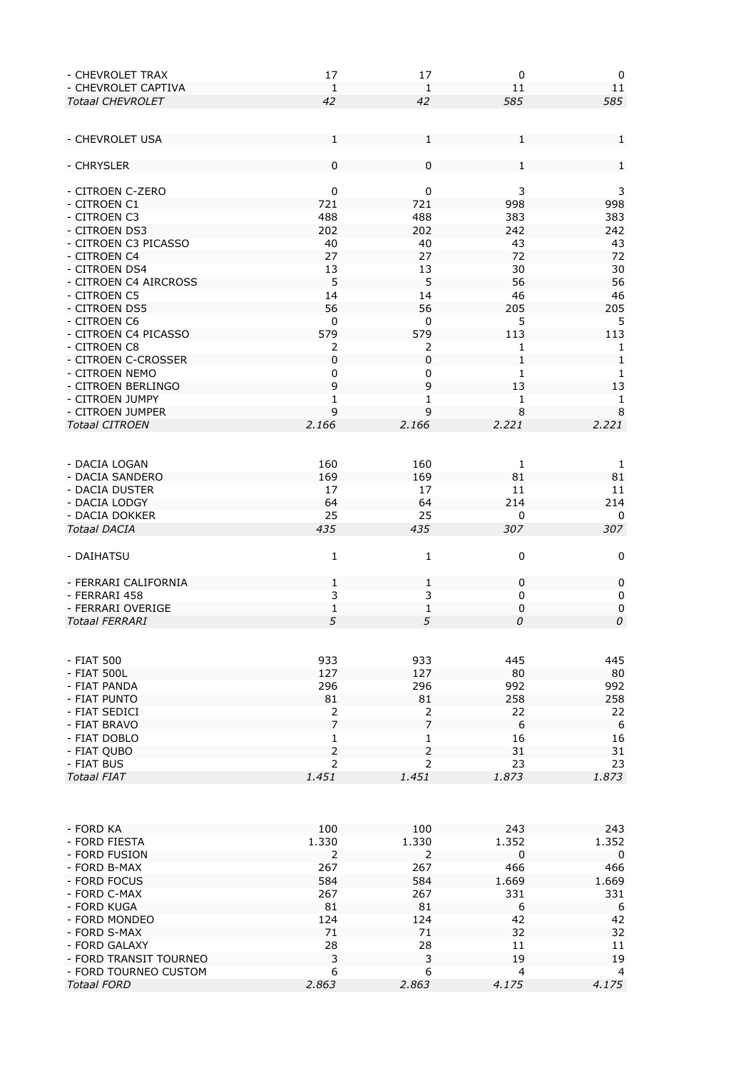| | | | | |
|---|---|---|---|---|
| - CHEVROLET TRAX | 17 | 17 | 0 | 0 |
| - CHEVROLET CAPTIVA | 1 | 1 | 11 | 11 |
| *Totaal CHEVROLET* | *42* | *42* | *585* | *585* |
| | | | | |
| - CHEVROLET USA | 1 | 1 | 1 | 1 |
| | | | | |
| - CHRYSLER | 0 | 0 | 1 | 1 |
| | | | | |
| - CITROEN C-ZERO | 0 | 0 | 3 | 3 |
| - CITROEN C1 | 721 | 721 | 998 | 998 |
| - CITROEN C3 | 488 | 488 | 383 | 383 |
| - CITROEN DS3 | 202 | 202 | 242 | 242 |
| - CITROEN C3 PICASSO | 40 | 40 | 43 | 43 |
| - CITROEN C4 | 27 | 27 | 72 | 72 |
| - CITROEN DS4 | 13 | 13 | 30 | 30 |
| - CITROEN C4 AIRCROSS | 5 | 5 | 56 | 56 |
| - CITROEN C5 | 14 | 14 | 46 | 46 |
| - CITROEN DS5 | 56 | 56 | 205 | 205 |
| - CITROEN C6 | 0 | 0 | 5 | 5 |
| - CITROEN C4 PICASSO | 579 | 579 | 113 | 113 |
| - CITROEN C8 | 2 | 2 | 1 | 1 |
| - CITROEN C-CROSSER | 0 | 0 | 1 | 1 |
| - CITROEN NEMO | 0 | 0 | 1 | 1 |
| - CITROEN BERLINGO | 9 | 9 | 13 | 13 |
| - CITROEN JUMPY | 1 | 1 | 1 | 1 |
| - CITROEN JUMPER | 9 | 9 | 8 | 8 |
| *Totaal CITROEN* | *2.166* | *2.166* | *2.221* | *2.221* |
| | | | | |
| - DACIA LOGAN | 160 | 160 | 1 | 1 |
| - DACIA SANDERO | 169 | 169 | 81 | 81 |
| - DACIA DUSTER | 17 | 17 | 11 | 11 |
| - DACIA LODGY | 64 | 64 | 214 | 214 |
| - DACIA DOKKER | 25 | 25 | 0 | 0 |
| *Totaal DACIA* | *435* | *435* | *307* | *307* |
| | | | | |
| - DAIHATSU | 1 | 1 | 0 | 0 |
| | | | | |
| - FERRARI CALIFORNIA | 1 | 1 | 0 | 0 |
| - FERRARI 458 | 3 | 3 | 0 | 0 |
| - FERRARI OVERIGE | 1 | 1 | 0 | 0 |
| *Totaal FERRARI* | *5* | *5* | *0* | *0* |
| | | | | |
| - FIAT 500 | 933 | 933 | 445 | 445 |
| - FIAT 500L | 127 | 127 | 80 | 80 |
| - FIAT PANDA | 296 | 296 | 992 | 992 |
| - FIAT PUNTO | 81 | 81 | 258 | 258 |
| - FIAT SEDICI | 2 | 2 | 22 | 22 |
| - FIAT BRAVO | 7 | 7 | 6 | 6 |
| - FIAT DOBLO | 1 | 1 | 16 | 16 |
| - FIAT QUBO | 2 | 2 | 31 | 31 |
| - FIAT BUS | 2 | 2 | 23 | 23 |
| *Totaal FIAT* | *1.451* | *1.451* | *1.873* | *1.873* |
| | | | | |
| - FORD KA | 100 | 100 | 243 | 243 |
| - FORD FIESTA | 1.330 | 1.330 | 1.352 | 1.352 |
| - FORD FUSION | 2 | 2 | 0 | 0 |
| - FORD B-MAX | 267 | 267 | 466 | 466 |
| - FORD FOCUS | 584 | 584 | 1.669 | 1.669 |
| - FORD C-MAX | 267 | 267 | 331 | 331 |
| - FORD KUGA | 81 | 81 | 6 | 6 |
| - FORD MONDEO | 124 | 124 | 42 | 42 |
| - FORD S-MAX | 71 | 71 | 32 | 32 |
| - FORD GALAXY | 28 | 28 | 11 | 11 |
| - FORD TRANSIT TOURNEO | 3 | 3 | 19 | 19 |
| - FORD TOURNEO CUSTOM | 6 | 6 | 4 | 4 |
| *Totaal FORD* | *2.863* | *2.863* | *4.175* | *4.175* |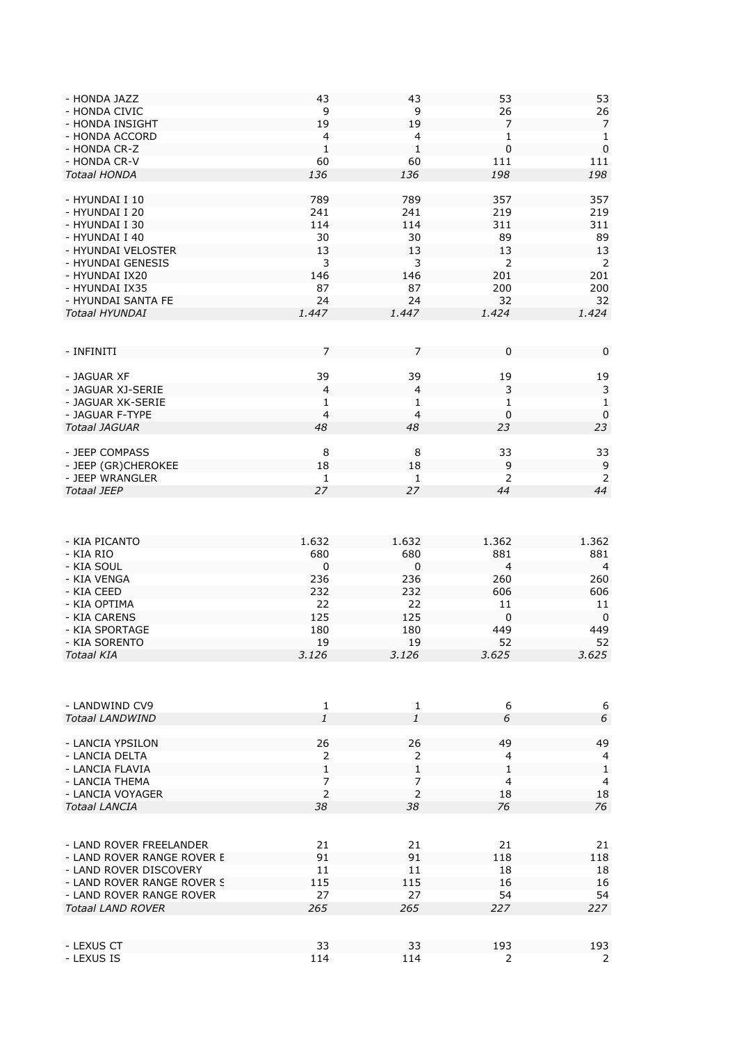| | | | | |
|---|---|---|---|---|
| - HONDA JAZZ | 43 | 43 | 53 | 53 |
| - HONDA CIVIC | 9 | 9 | 26 | 26 |
| - HONDA INSIGHT | 19 | 19 | 7 | 7 |
| - HONDA ACCORD | 4 | 4 | 1 | 1 |
| - HONDA CR-Z | 1 | 1 | 0 | 0 |
| - HONDA CR-V | 60 | 60 | 111 | 111 |
| *Totaal HONDA* | *136* | *136* | *198* | *198* |
| | | | | |
| - HYUNDAI I 10 | 789 | 789 | 357 | 357 |
| - HYUNDAI I 20 | 241 | 241 | 219 | 219 |
| - HYUNDAI I 30 | 114 | 114 | 311 | 311 |
| - HYUNDAI I 40 | 30 | 30 | 89 | 89 |
| - HYUNDAI VELOSTER | 13 | 13 | 13 | 13 |
| - HYUNDAI GENESIS | 3 | 3 | 2 | 2 |
| - HYUNDAI IX20 | 146 | 146 | 201 | 201 |
| - HYUNDAI IX35 | 87 | 87 | 200 | 200 |
| - HYUNDAI SANTA FE | 24 | 24 | 32 | 32 |
| *Totaal HYUNDAI* | *1.447* | *1.447* | *1.424* | *1.424* |
| | | | | |
| - INFINITI | 7 | 7 | 0 | 0 |
| | | | | |
| - JAGUAR XF | 39 | 39 | 19 | 19 |
| - JAGUAR XJ-SERIE | 4 | 4 | 3 | 3 |
| - JAGUAR XK-SERIE | 1 | 1 | 1 | 1 |
| - JAGUAR F-TYPE | 4 | 4 | 0 | 0 |
| *Totaal JAGUAR* | *48* | *48* | *23* | *23* |
| | | | | |
| - JEEP COMPASS | 8 | 8 | 33 | 33 |
| - JEEP (GR)CHEROKEE | 18 | 18 | 9 | 9 |
| - JEEP WRANGLER | 1 | 1 | 2 | 2 |
| *Totaal JEEP* | *27* | *27* | *44* | *44* |
| | | | | |
| - KIA PICANTO | 1.632 | 1.632 | 1.362 | 1.362 |
| - KIA RIO | 680 | 680 | 881 | 881 |
| - KIA SOUL | 0 | 0 | 4 | 4 |
| - KIA VENGA | 236 | 236 | 260 | 260 |
| - KIA CEED | 232 | 232 | 606 | 606 |
| - KIA OPTIMA | 22 | 22 | 11 | 11 |
| - KIA CARENS | 125 | 125 | 0 | 0 |
| - KIA SPORTAGE | 180 | 180 | 449 | 449 |
| - KIA SORENTO | 19 | 19 | 52 | 52 |
| *Totaal KIA* | *3.126* | *3.126* | *3.625* | *3.625* |
| | | | | |
| - LANDWIND CV9 | 1 | 1 | 6 | 6 |
| *Totaal LANDWIND* | *1* | *1* | *6* | *6* |
| | | | | |
| - LANCIA YPSILON | 26 | 26 | 49 | 49 |
| - LANCIA DELTA | 2 | 2 | 4 | 4 |
| - LANCIA FLAVIA | 1 | 1 | 1 | 1 |
| - LANCIA THEMA | 7 | 7 | 4 | 4 |
| - LANCIA VOYAGER | 2 | 2 | 18 | 18 |
| *Totaal LANCIA* | *38* | *38* | *76* | *76* |
| | | | | |
| - LAND ROVER FREELANDER | 21 | 21 | 21 | 21 |
| - LAND ROVER RANGE ROVER E | 91 | 91 | 118 | 118 |
| - LAND ROVER DISCOVERY | 11 | 11 | 18 | 18 |
| - LAND ROVER RANGE ROVER S | 115 | 115 | 16 | 16 |
| - LAND ROVER RANGE ROVER | 27 | 27 | 54 | 54 |
| *Totaal LAND ROVER* | *265* | *265* | *227* | *227* |
| | | | | |
| - LEXUS CT | 33 | 33 | 193 | 193 |
| - LEXUS IS | 114 | 114 | 2 | 2 |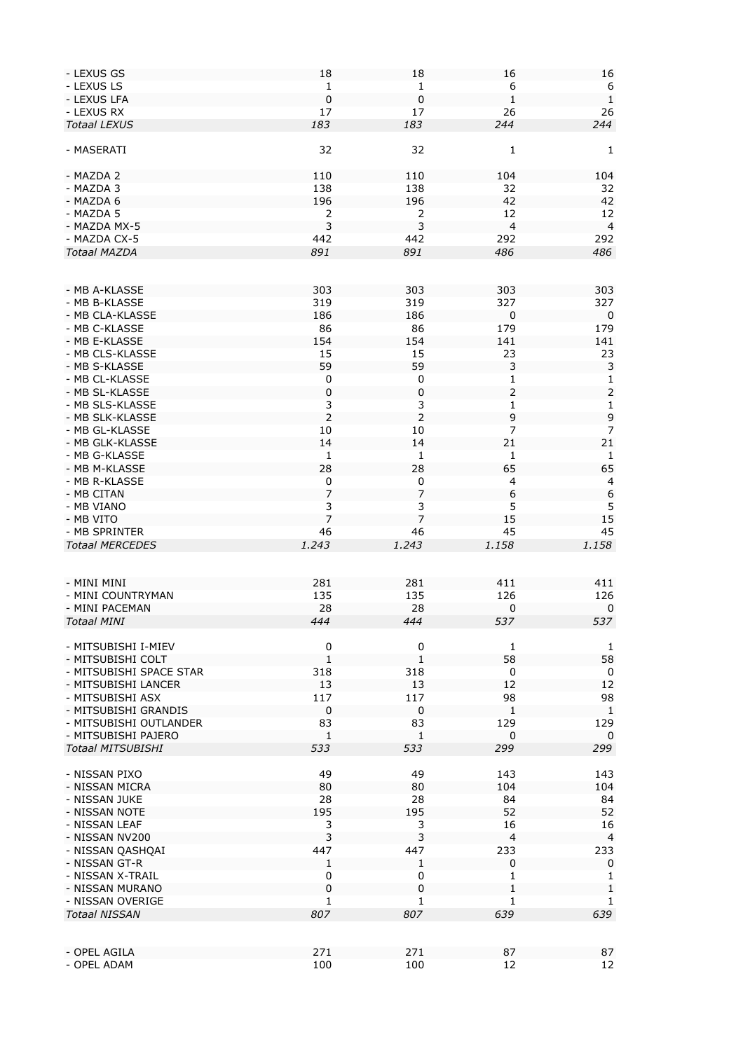| | | | | |
|---|---|---|---|---|
| - LEXUS GS | 18 | 18 | 16 | 16 |
| - LEXUS LS | 1 | 1 | 6 | 6 |
| - LEXUS LFA | 0 | 0 | 1 | 1 |
| - LEXUS RX | 17 | 17 | 26 | 26 |
| *Totaal LEXUS* | *183* | *183* | *244* | *244* |
| | | | | |
| - MASERATI | 32 | 32 | 1 | 1 |
| | | | | |
| - MAZDA 2 | 110 | 110 | 104 | 104 |
| - MAZDA 3 | 138 | 138 | 32 | 32 |
| - MAZDA 6 | 196 | 196 | 42 | 42 |
| - MAZDA 5 | 2 | 2 | 12 | 12 |
| - MAZDA MX-5 | 3 | 3 | 4 | 4 |
| - MAZDA CX-5 | 442 | 442 | 292 | 292 |
| *Totaal MAZDA* | *891* | *891* | *486* | *486* |
| | | | | |
| - MB A-KLASSE | 303 | 303 | 303 | 303 |
| - MB B-KLASSE | 319 | 319 | 327 | 327 |
| - MB CLA-KLASSE | 186 | 186 | 0 | 0 |
| - MB C-KLASSE | 86 | 86 | 179 | 179 |
| - MB E-KLASSE | 154 | 154 | 141 | 141 |
| - MB CLS-KLASSE | 15 | 15 | 23 | 23 |
| - MB S-KLASSE | 59 | 59 | 3 | 3 |
| - MB CL-KLASSE | 0 | 0 | 1 | 1 |
| - MB SL-KLASSE | 0 | 0 | 2 | 2 |
| - MB SLS-KLASSE | 3 | 3 | 1 | 1 |
| - MB SLK-KLASSE | 2 | 2 | 9 | 9 |
| - MB GL-KLASSE | 10 | 10 | 7 | 7 |
| - MB GLK-KLASSE | 14 | 14 | 21 | 21 |
| - MB G-KLASSE | 1 | 1 | 1 | 1 |
| - MB M-KLASSE | 28 | 28 | 65 | 65 |
| - MB R-KLASSE | 0 | 0 | 4 | 4 |
| - MB CITAN | 7 | 7 | 6 | 6 |
| - MB VIANO | 3 | 3 | 5 | 5 |
| - MB VITO | 7 | 7 | 15 | 15 |
| - MB SPRINTER | 46 | 46 | 45 | 45 |
| *Totaal MERCEDES* | *1.243* | *1.243* | *1.158* | *1.158* |
| | | | | |
| - MINI MINI | 281 | 281 | 411 | 411 |
| - MINI COUNTRYMAN | 135 | 135 | 126 | 126 |
| - MINI PACEMAN | 28 | 28 | 0 | 0 |
| *Totaal MINI* | *444* | *444* | *537* | *537* |
| | | | | |
| - MITSUBISHI I-MIEV | 0 | 0 | 1 | 1 |
| - MITSUBISHI COLT | 1 | 1 | 58 | 58 |
| - MITSUBISHI SPACE STAR | 318 | 318 | 0 | 0 |
| - MITSUBISHI LANCER | 13 | 13 | 12 | 12 |
| - MITSUBISHI ASX | 117 | 117 | 98 | 98 |
| - MITSUBISHI GRANDIS | 0 | 0 | 1 | 1 |
| - MITSUBISHI OUTLANDER | 83 | 83 | 129 | 129 |
| - MITSUBISHI PAJERO | 1 | 1 | 0 | 0 |
| *Totaal MITSUBISHI* | *533* | *533* | *299* | *299* |
| | | | | |
| - NISSAN PIXO | 49 | 49 | 143 | 143 |
| - NISSAN MICRA | 80 | 80 | 104 | 104 |
| - NISSAN JUKE | 28 | 28 | 84 | 84 |
| - NISSAN NOTE | 195 | 195 | 52 | 52 |
| - NISSAN LEAF | 3 | 3 | 16 | 16 |
| - NISSAN NV200 | 3 | 3 | 4 | 4 |
| - NISSAN QASHQAI | 447 | 447 | 233 | 233 |
| - NISSAN GT-R | 1 | 1 | 0 | 0 |
| - NISSAN X-TRAIL | 0 | 0 | 1 | 1 |
| - NISSAN MURANO | 0 | 0 | 1 | 1 |
| - NISSAN OVERIGE | 1 | 1 | 1 | 1 |
| *Totaal NISSAN* | *807* | *807* | *639* | *639* |
| | | | | |
| - OPEL AGILA | 271 | 271 | 87 | 87 |
| - OPEL ADAM | 100 | 100 | 12 | 12 |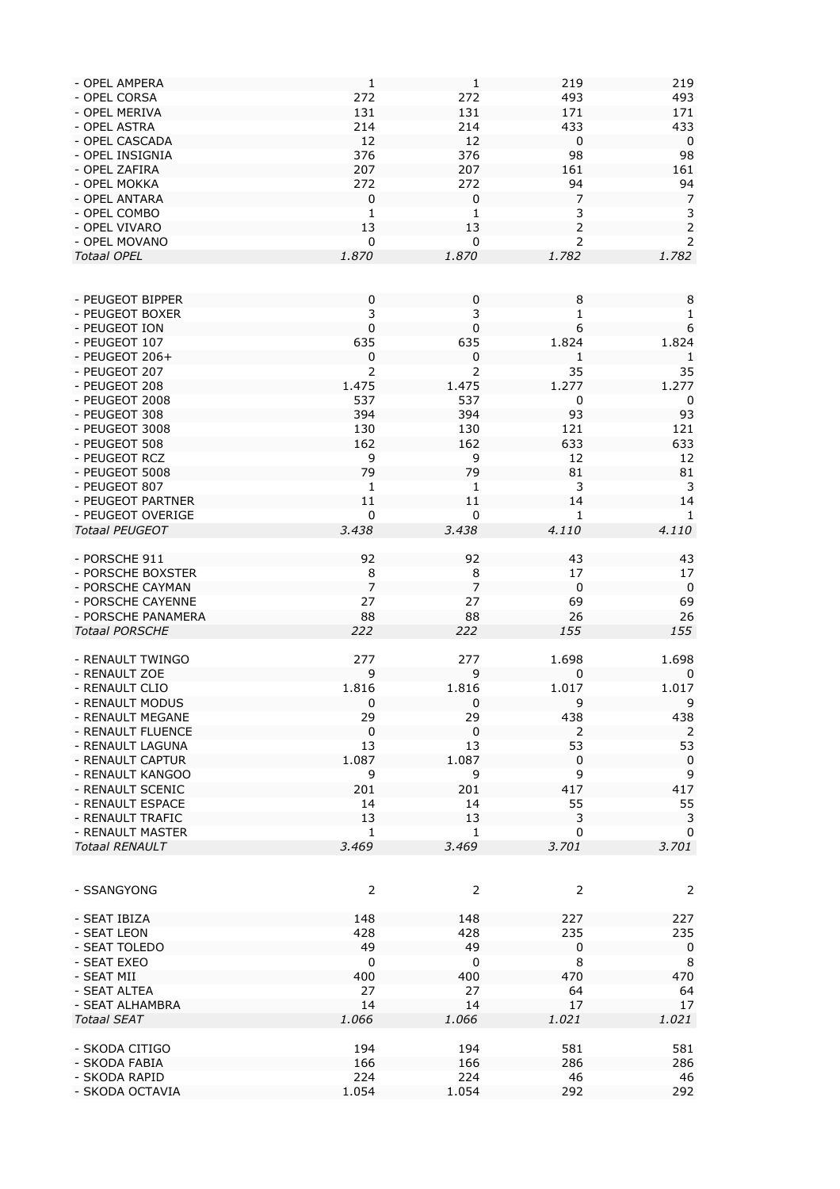| | | | | |
|---|---|---|---|---|
| - OPEL AMPERA | 1 | 1 | 219 | 219 |
| - OPEL CORSA | 272 | 272 | 493 | 493 |
| - OPEL MERIVA | 131 | 131 | 171 | 171 |
| - OPEL ASTRA | 214 | 214 | 433 | 433 |
| - OPEL CASCADA | 12 | 12 | 0 | 0 |
| - OPEL INSIGNIA | 376 | 376 | 98 | 98 |
| - OPEL ZAFIRA | 207 | 207 | 161 | 161 |
| - OPEL MOKKA | 272 | 272 | 94 | 94 |
| - OPEL ANTARA | 0 | 0 | 7 | 7 |
| - OPEL COMBO | 1 | 1 | 3 | 3 |
| - OPEL VIVARO | 13 | 13 | 2 | 2 |
| - OPEL MOVANO | 0 | 0 | 2 | 2 |
| *Totaal OPEL* | *1.870* | *1.870* | *1.782* | *1.782* |
| | | | | |
| - PEUGEOT BIPPER | 0 | 0 | 8 | 8 |
| - PEUGEOT BOXER | 3 | 3 | 1 | 1 |
| - PEUGEOT ION | 0 | 0 | 6 | 6 |
| - PEUGEOT 107 | 635 | 635 | 1.824 | 1.824 |
| - PEUGEOT 206+ | 0 | 0 | 1 | 1 |
| - PEUGEOT 207 | 2 | 2 | 35 | 35 |
| - PEUGEOT 208 | 1.475 | 1.475 | 1.277 | 1.277 |
| - PEUGEOT 2008 | 537 | 537 | 0 | 0 |
| - PEUGEOT 308 | 394 | 394 | 93 | 93 |
| - PEUGEOT 3008 | 130 | 130 | 121 | 121 |
| - PEUGEOT 508 | 162 | 162 | 633 | 633 |
| - PEUGEOT RCZ | 9 | 9 | 12 | 12 |
| - PEUGEOT 5008 | 79 | 79 | 81 | 81 |
| - PEUGEOT 807 | 1 | 1 | 3 | 3 |
| - PEUGEOT PARTNER | 11 | 11 | 14 | 14 |
| - PEUGEOT OVERIGE | 0 | 0 | 1 | 1 |
| *Totaal PEUGEOT* | *3.438* | *3.438* | *4.110* | *4.110* |
| | | | | |
| - PORSCHE 911 | 92 | 92 | 43 | 43 |
| - PORSCHE BOXSTER | 8 | 8 | 17 | 17 |
| - PORSCHE CAYMAN | 7 | 7 | 0 | 0 |
| - PORSCHE CAYENNE | 27 | 27 | 69 | 69 |
| - PORSCHE PANAMERA | 88 | 88 | 26 | 26 |
| *Totaal PORSCHE* | *222* | *222* | *155* | *155* |
| | | | | |
| - RENAULT TWINGO | 277 | 277 | 1.698 | 1.698 |
| - RENAULT ZOE | 9 | 9 | 0 | 0 |
| - RENAULT CLIO | 1.816 | 1.816 | 1.017 | 1.017 |
| - RENAULT MODUS | 0 | 0 | 9 | 9 |
| - RENAULT MEGANE | 29 | 29 | 438 | 438 |
| - RENAULT FLUENCE | 0 | 0 | 2 | 2 |
| - RENAULT LAGUNA | 13 | 13 | 53 | 53 |
| - RENAULT CAPTUR | 1.087 | 1.087 | 0 | 0 |
| - RENAULT KANGOO | 9 | 9 | 9 | 9 |
| - RENAULT SCENIC | 201 | 201 | 417 | 417 |
| - RENAULT ESPACE | 14 | 14 | 55 | 55 |
| - RENAULT TRAFIC | 13 | 13 | 3 | 3 |
| - RENAULT MASTER | 1 | 1 | 0 | 0 |
| *Totaal RENAULT* | *3.469* | *3.469* | *3.701* | *3.701* |
| | | | | |
| - SSANGYONG | 2 | 2 | 2 | 2 |
| | | | | |
| - SEAT IBIZA | 148 | 148 | 227 | 227 |
| - SEAT LEON | 428 | 428 | 235 | 235 |
| - SEAT TOLEDO | 49 | 49 | 0 | 0 |
| - SEAT EXEO | 0 | 0 | 8 | 8 |
| - SEAT MII | 400 | 400 | 470 | 470 |
| - SEAT ALTEA | 27 | 27 | 64 | 64 |
| - SEAT ALHAMBRA | 14 | 14 | 17 | 17 |
| *Totaal SEAT* | *1.066* | *1.066* | *1.021* | *1.021* |
| | | | | |
| - SKODA CITIGO | 194 | 194 | 581 | 581 |
| - SKODA FABIA | 166 | 166 | 286 | 286 |
| - SKODA RAPID | 224 | 224 | 46 | 46 |
| - SKODA OCTAVIA | 1.054 | 1.054 | 292 | 292 |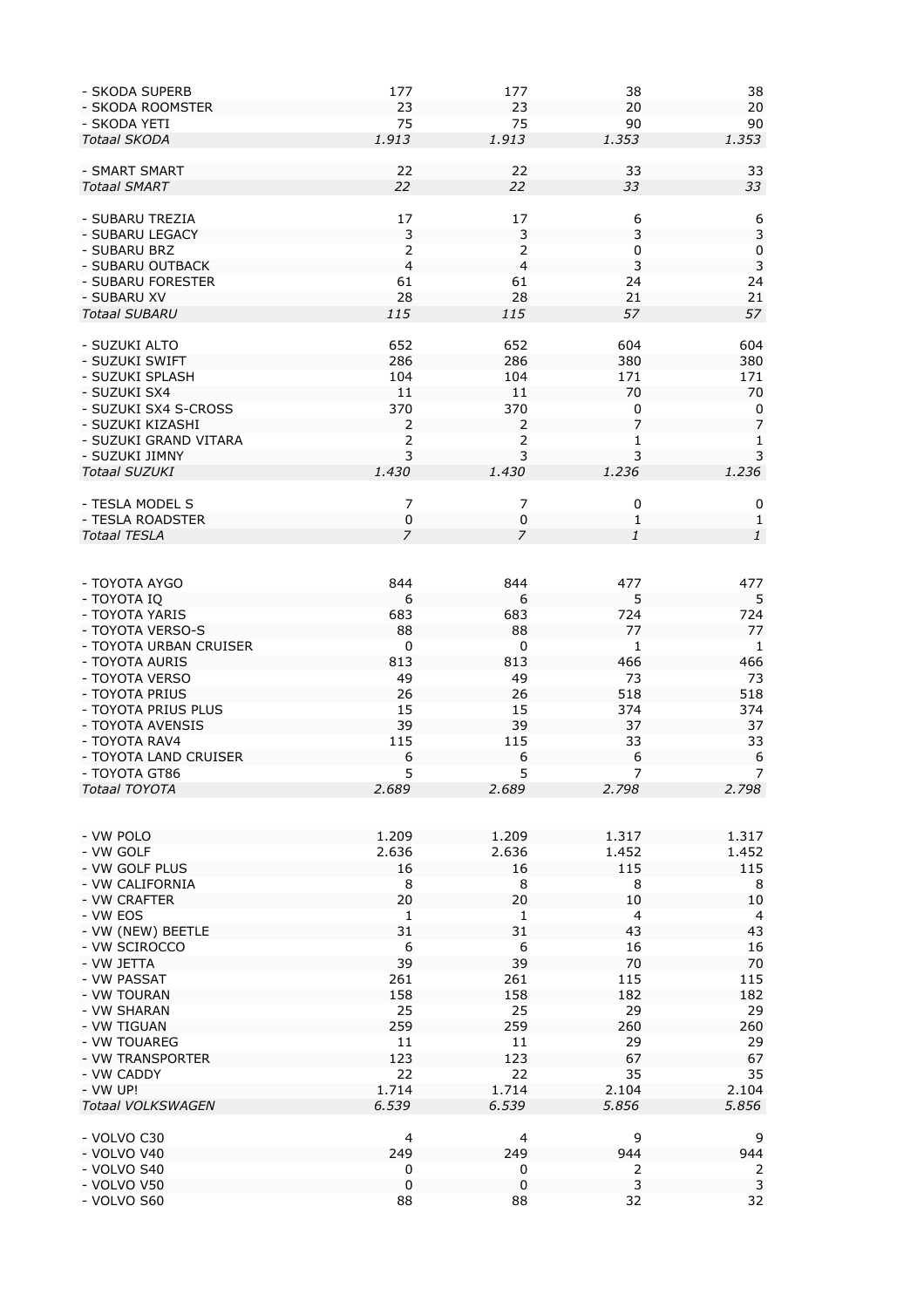| | | | | |
|---|---|---|---|---|
| - SKODA SUPERB | 177 | 177 | 38 | 38 |
| - SKODA ROOMSTER | 23 | 23 | 20 | 20 |
| - SKODA YETI | 75 | 75 | 90 | 90 |
| *Totaal SKODA* | *1.913* | *1.913* | *1.353* | *1.353* |
| | | | | |
| - SMART SMART | 22 | 22 | 33 | 33 |
| *Totaal SMART* | *22* | *22* | *33* | *33* |
| | | | | |
| - SUBARU TREZIA | 17 | 17 | 6 | 6 |
| - SUBARU LEGACY | 3 | 3 | 3 | 3 |
| - SUBARU BRZ | 2 | 2 | 0 | 0 |
| - SUBARU OUTBACK | 4 | 4 | 3 | 3 |
| - SUBARU FORESTER | 61 | 61 | 24 | 24 |
| - SUBARU XV | 28 | 28 | 21 | 21 |
| *Totaal SUBARU* | *115* | *115* | *57* | *57* |
| | | | | |
| - SUZUKI ALTO | 652 | 652 | 604 | 604 |
| - SUZUKI SWIFT | 286 | 286 | 380 | 380 |
| - SUZUKI SPLASH | 104 | 104 | 171 | 171 |
| - SUZUKI SX4 | 11 | 11 | 70 | 70 |
| - SUZUKI SX4 S-CROSS | 370 | 370 | 0 | 0 |
| - SUZUKI KIZASHI | 2 | 2 | 7 | 7 |
| - SUZUKI GRAND VITARA | 2 | 2 | 1 | 1 |
| - SUZUKI JIMNY | 3 | 3 | 3 | 3 |
| *Totaal SUZUKI* | *1.430* | *1.430* | *1.236* | *1.236* |
| | | | | |
| - TESLA MODEL S | 7 | 7 | 0 | 0 |
| - TESLA ROADSTER | 0 | 0 | 1 | 1 |
| *Totaal TESLA* | *7* | *7* | *1* | *1* |
| | | | | |
| - TOYOTA AYGO | 844 | 844 | 477 | 477 |
| - TOYOTA IQ | 6 | 6 | 5 | 5 |
| - TOYOTA YARIS | 683 | 683 | 724 | 724 |
| - TOYOTA VERSO-S | 88 | 88 | 77 | 77 |
| - TOYOTA URBAN CRUISER | 0 | 0 | 1 | 1 |
| - TOYOTA AURIS | 813 | 813 | 466 | 466 |
| - TOYOTA VERSO | 49 | 49 | 73 | 73 |
| - TOYOTA PRIUS | 26 | 26 | 518 | 518 |
| - TOYOTA PRIUS PLUS | 15 | 15 | 374 | 374 |
| - TOYOTA AVENSIS | 39 | 39 | 37 | 37 |
| - TOYOTA RAV4 | 115 | 115 | 33 | 33 |
| - TOYOTA LAND CRUISER | 6 | 6 | 6 | 6 |
| - TOYOTA GT86 | 5 | 5 | 7 | 7 |
| *Totaal TOYOTA* | *2.689* | *2.689* | *2.798* | *2.798* |
| | | | | |
| - VW POLO | 1.209 | 1.209 | 1.317 | 1.317 |
| - VW GOLF | 2.636 | 2.636 | 1.452 | 1.452 |
| - VW GOLF PLUS | 16 | 16 | 115 | 115 |
| - VW CALIFORNIA | 8 | 8 | 8 | 8 |
| - VW CRAFTER | 20 | 20 | 10 | 10 |
| - VW EOS | 1 | 1 | 4 | 4 |
| - VW (NEW) BEETLE | 31 | 31 | 43 | 43 |
| - VW SCIROCCO | 6 | 6 | 16 | 16 |
| - VW JETTA | 39 | 39 | 70 | 70 |
| - VW PASSAT | 261 | 261 | 115 | 115 |
| - VW TOURAN | 158 | 158 | 182 | 182 |
| - VW SHARAN | 25 | 25 | 29 | 29 |
| - VW TIGUAN | 259 | 259 | 260 | 260 |
| - VW TOUAREG | 11 | 11 | 29 | 29 |
| - VW TRANSPORTER | 123 | 123 | 67 | 67 |
| - VW CADDY | 22 | 22 | 35 | 35 |
| - VW UP! | 1.714 | 1.714 | 2.104 | 2.104 |
| *Totaal VOLKSWAGEN* | *6.539* | *6.539* | *5.856* | *5.856* |
| | | | | |
| - VOLVO C30 | 4 | 4 | 9 | 9 |
| - VOLVO V40 | 249 | 249 | 944 | 944 |
| - VOLVO S40 | 0 | 0 | 2 | 2 |
| - VOLVO V50 | 0 | 0 | 3 | 3 |
| - VOLVO S60 | 88 | 88 | 32 | 32 |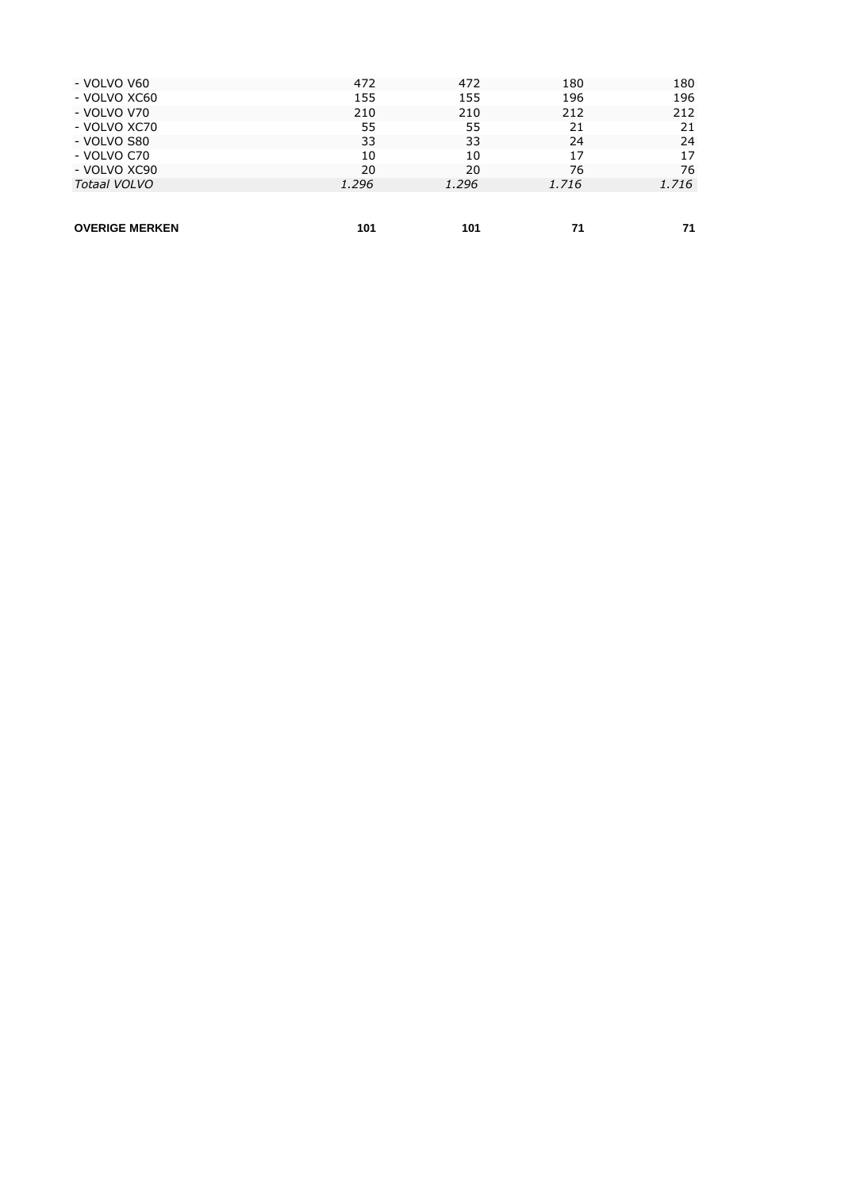| | | | | |
|---|---|---|---|---|
| - VOLVO V60 | 472 | 472 | 180 | 180 |
| - VOLVO XC60 | 155 | 155 | 196 | 196 |
| - VOLVO V70 | 210 | 210 | 212 | 212 |
| - VOLVO XC70 | 55 | 55 | 21 | 21 |
| - VOLVO S80 | 33 | 33 | 24 | 24 |
| - VOLVO C70 | 10 | 10 | 17 | 17 |
| - VOLVO XC90 | 20 | 20 | 76 | 76 |
| *Totaal VOLVO* | *1.296* | *1.296* | *1.716* | *1.716* |
| | | | | |
| **OVERIGE MERKEN** | **101** | **101** | **71** | **71** |